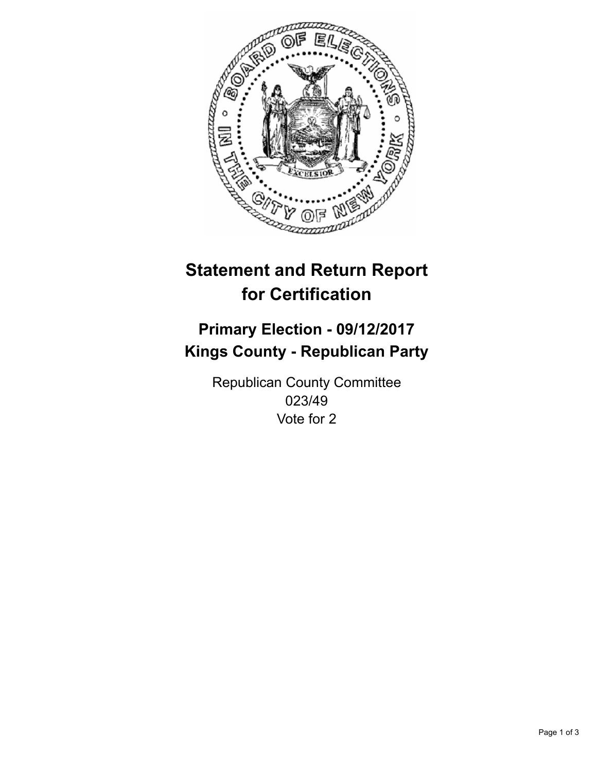# Statement and Return Report for Certification

## Primary Election - 09/12/2017
## Kings County - Republican Party

Republican County Committee
023/49
Vote for 2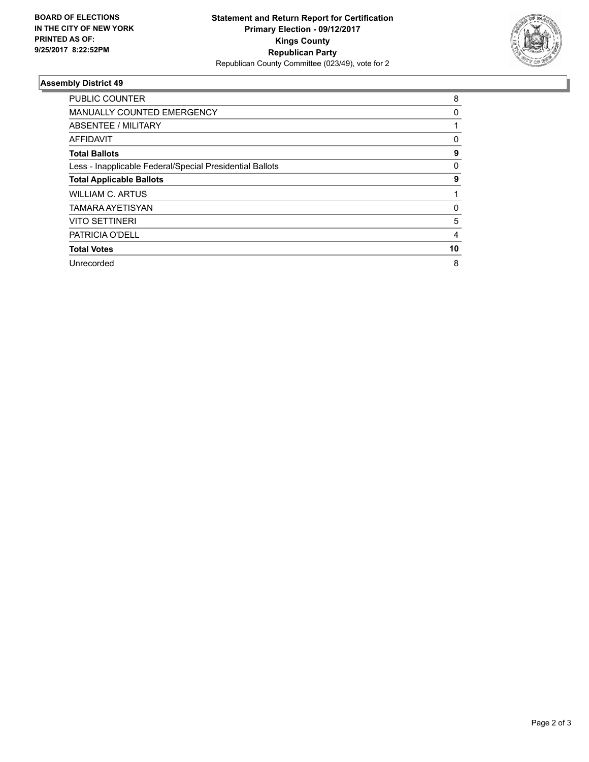**BOARD OF ELECTIONS IN THE CITY OF NEW YORK PRINTED AS OF: 9/25/2017 8:22:52PM**

**Statement and Return Report for Certification**
**Primary Election - 09/12/2017**
**Kings County**
**Republican Party**
Republican County Committee (023/49), vote for 2

## Assembly District 49

| | |
|---|---|
| PUBLIC COUNTER | 8 |
| MANUALLY COUNTED EMERGENCY | 0 |
| ABSENTEE / MILITARY | 1 |
| AFFIDAVIT | 0 |
| **Total Ballots** | **9** |
| Less - Inapplicable Federal/Special Presidential Ballots | 0 |
| **Total Applicable Ballots** | **9** |
| WILLIAM C. ARTUS | 1 |
| TAMARA AYETISYAN | 0 |
| VITO SETTINERI | 5 |
| PATRICIA O'DELL | 4 |
| **Total Votes** | **10** |
| Unrecorded | 8 |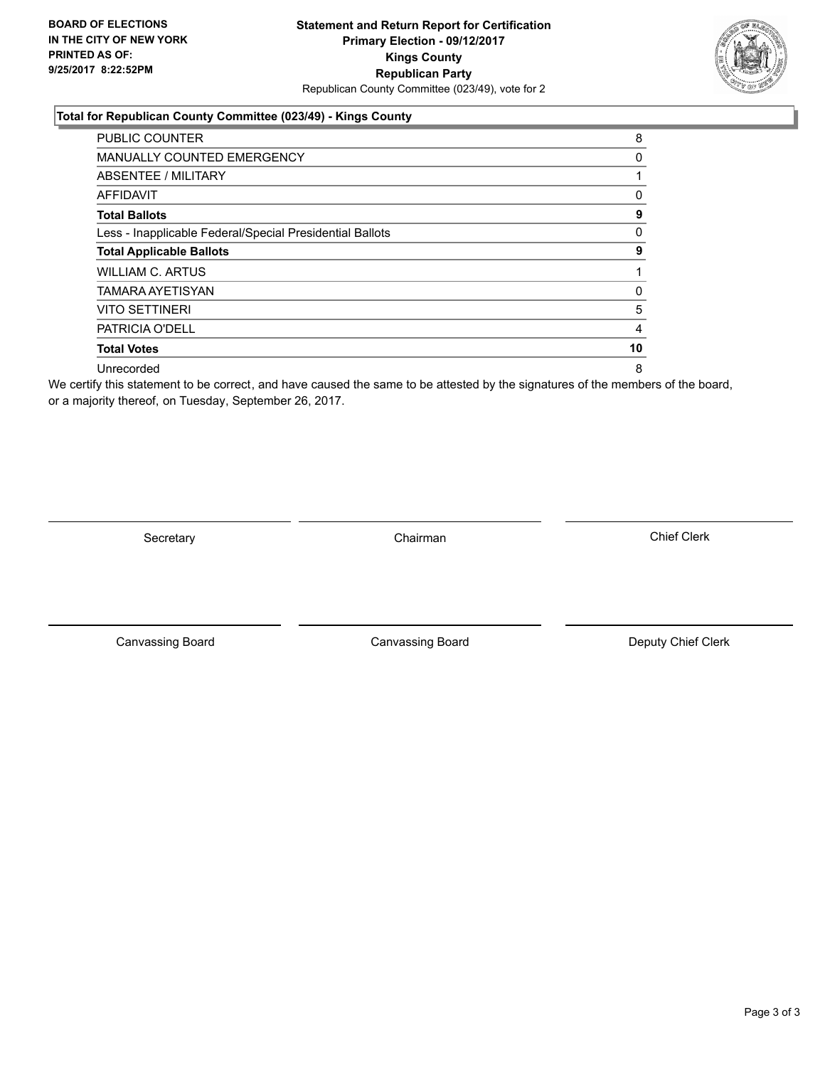**BOARD OF ELECTIONS IN THE CITY OF NEW YORK PRINTED AS OF: 9/25/2017 8:22:52PM**

**Statement and Return Report for Certification**
**Primary Election - 09/12/2017**
**Kings County**
**Republican Party**
Republican County Committee (023/49), vote for 2

**Total for Republican County Committee (023/49) - Kings County**

| | |
|---|---|
| PUBLIC COUNTER | 8 |
| MANUALLY COUNTED EMERGENCY | 0 |
| ABSENTEE / MILITARY | 1 |
| AFFIDAVIT | 0 |
| **Total Ballots** | **9** |
| Less - Inapplicable Federal/Special Presidential Ballots | 0 |
| **Total Applicable Ballots** | **9** |
| WILLIAM C. ARTUS | 1 |
| TAMARA AYETISYAN | 0 |
| VITO SETTINERI | 5 |
| PATRICIA O'DELL | 4 |
| **Total Votes** | **10** |
| Unrecorded | 8 |

We certify this statement to be correct, and have caused the same to be attested by the signatures of the members of the board, or a majority thereof, on Tuesday, September 26, 2017.

Secretary

Chairman

Chief Clerk

Canvassing Board

Canvassing Board

Deputy Chief Clerk